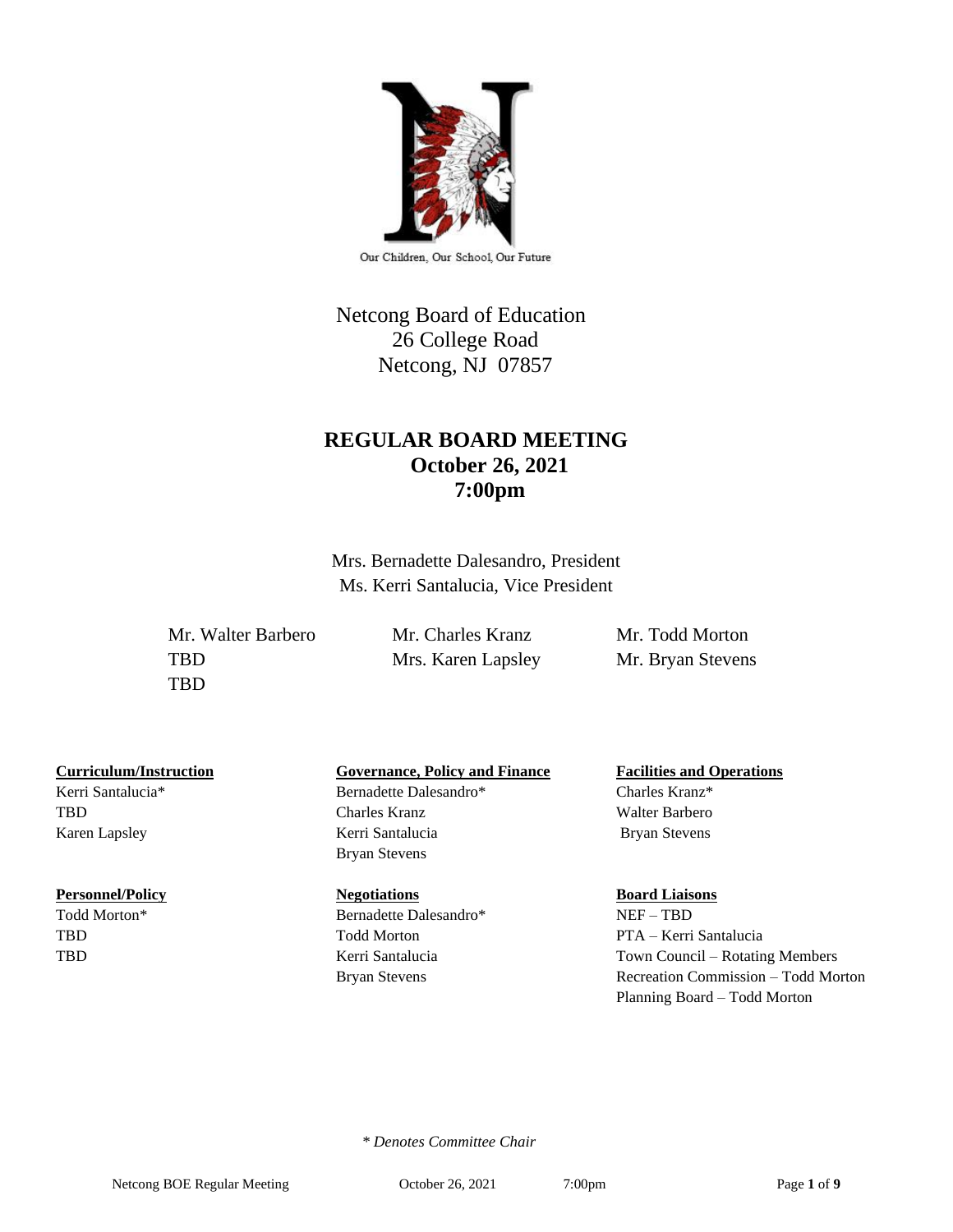Our Children, Our School, Our Future

Netcong Board of Education
26 College Road
Netcong, NJ 07857

# REGULAR BOARD MEETING
## October 26, 2021
## 7:00pm

Mrs. Bernadette Dalesandro, President
Ms. Kerri Santalucia, Vice President

| | | |
|---|---|---|
| Mr. Walter Barbero | Mr. Charles Kranz | Mr. Todd Morton |
| TBD | Mrs. Karen Lapsley | Mr. Bryan Stevens |
| TBD | | |

**Curriculum/Instruction**
Kerri Santalucia*
TBD
Karen Lapsley

**Governance, Policy and Finance**
Bernadette Dalesandro*
Charles Kranz
Kerri Santalucia
Bryan Stevens

**Facilities and Operations**
Charles Kranz*
Walter Barbero
Bryan Stevens

**Personnel/Policy**
Todd Morton*
TBD
TBD

**Negotiations**
Bernadette Dalesandro*
Todd Morton
Kerri Santalucia
Bryan Stevens

**Board Liaisons**
NEF – TBD
PTA – Kerri Santalucia
Town Council – Rotating Members
Recreation Commission – Todd Morton
Planning Board – Todd Morton

*\* Denotes Committee Chair*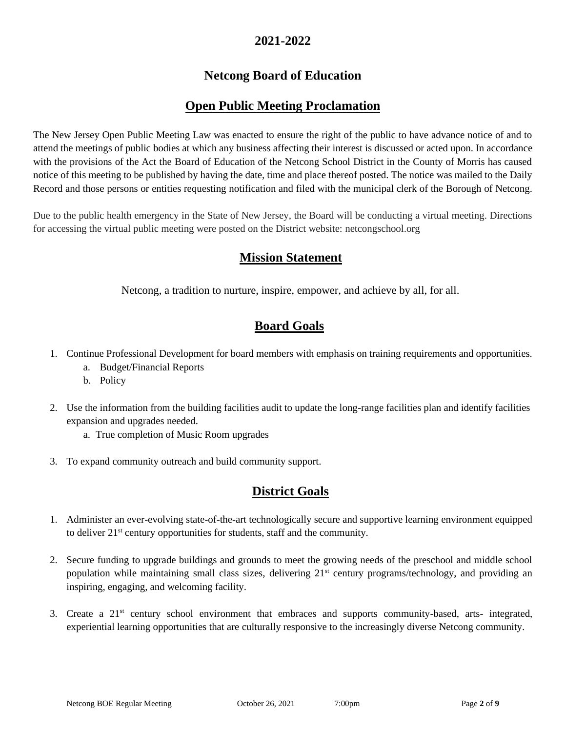## 2021-2022

## Netcong Board of Education

## Open Public Meeting Proclamation

The New Jersey Open Public Meeting Law was enacted to ensure the right of the public to have advance notice of and to attend the meetings of public bodies at which any business affecting their interest is discussed or acted upon. In accordance with the provisions of the Act the Board of Education of the Netcong School District in the County of Morris has caused notice of this meeting to be published by having the date, time and place thereof posted. The notice was mailed to the Daily Record and those persons or entities requesting notification and filed with the municipal clerk of the Borough of Netcong.

Due to the public health emergency in the State of New Jersey, the Board will be conducting a virtual meeting. Directions for accessing the virtual public meeting were posted on the District website: netcongschool.org

## Mission Statement

Netcong, a tradition to nurture, inspire, empower, and achieve by all, for all.

## Board Goals

1. Continue Professional Development for board members with emphasis on training requirements and opportunities.
   a. Budget/Financial Reports
   b. Policy
2. Use the information from the building facilities audit to update the long-range facilities plan and identify facilities expansion and upgrades needed.
   a. True completion of Music Room upgrades
3. To expand community outreach and build community support.

## District Goals

1. Administer an ever-evolving state-of-the-art technologically secure and supportive learning environment equipped to deliver 21st century opportunities for students, staff and the community.
2. Secure funding to upgrade buildings and grounds to meet the growing needs of the preschool and middle school population while maintaining small class sizes, delivering 21st century programs/technology, and providing an inspiring, engaging, and welcoming facility.
3. Create a 21st century school environment that embraces and supports community-based, arts- integrated, experiential learning opportunities that are culturally responsive to the increasingly diverse Netcong community.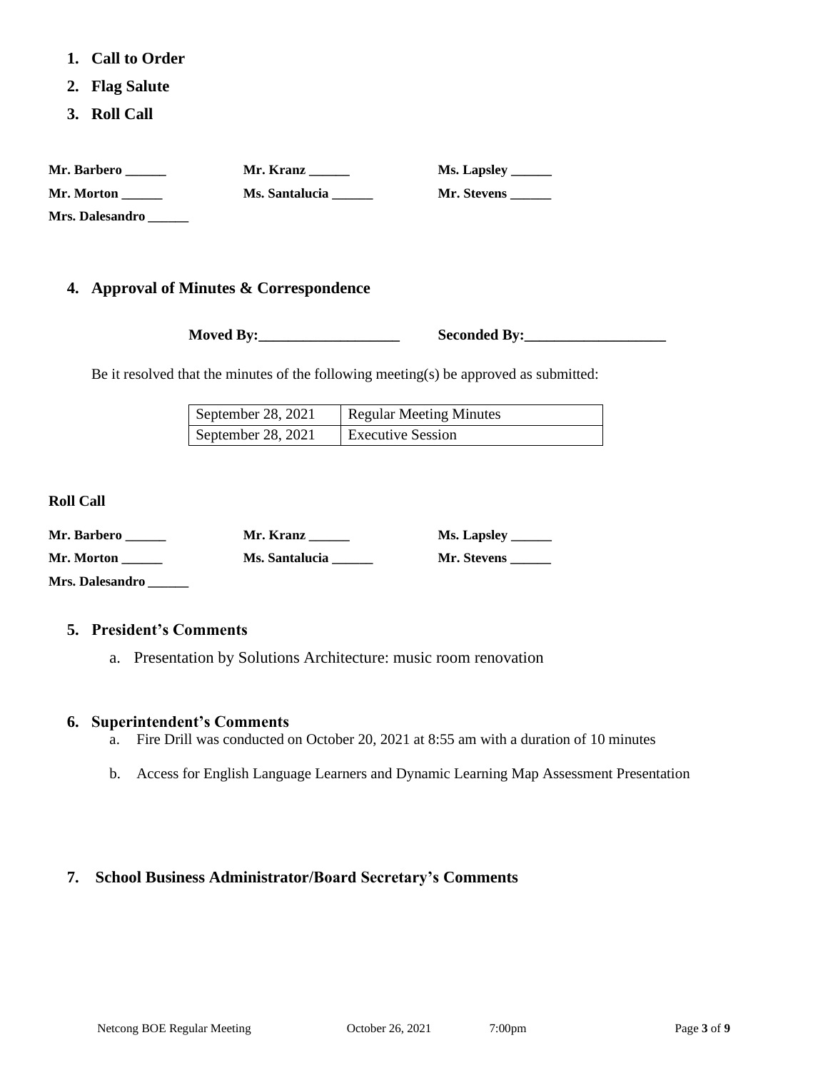1. **Call to Order**
2. **Flag Salute**
3. **Roll Call**

| | | |
|---|---|---|
| **Mr. Barbero ______** | **Mr. Kranz ______** | **Ms. Lapsley ______** |
| **Mr. Morton ______** | **Ms. Santalucia ______** | **Mr. Stevens ______** |
| **Mrs. Dalesandro ______** | | |

4. **Approval of Minutes & Correspondence**

**Moved By:___________________** **Seconded By:___________________**

Be it resolved that the minutes of the following meeting(s) be approved as submitted:

| | |
|---|---|
| September 28, 2021 | Regular Meeting Minutes |
| September 28, 2021 | Executive Session |

**Roll Call**

| | | |
|---|---|---|
| **Mr. Barbero ______** | **Mr. Kranz ______** | **Ms. Lapsley ______** |
| **Mr. Morton ______** | **Ms. Santalucia ______** | **Mr. Stevens ______** |
| **Mrs. Dalesandro ______** | | |

5. **President's Comments**
   a. Presentation by Solutions Architecture: music room renovation

6. **Superintendent's Comments**
   a. Fire Drill was conducted on October 20, 2021 at 8:55 am with a duration of 10 minutes
   b. Access for English Language Learners and Dynamic Learning Map Assessment Presentation

7. **School Business Administrator/Board Secretary's Comments**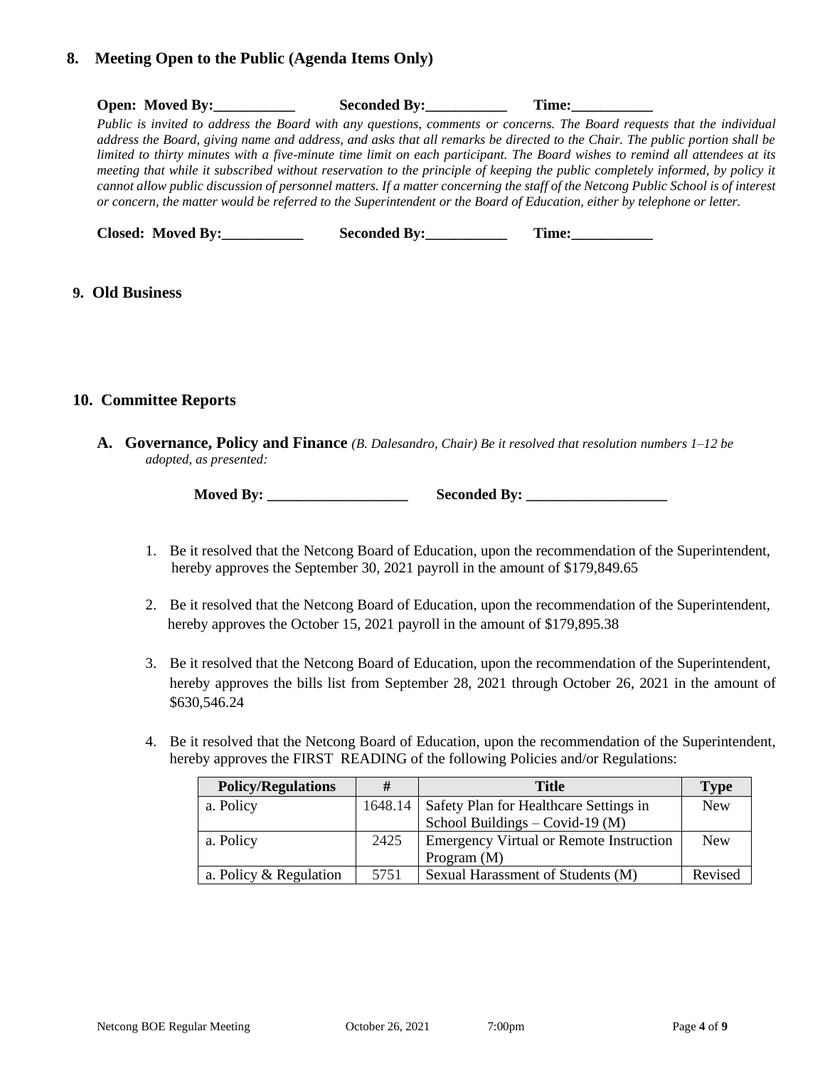## 8. Meeting Open to the Public (Agenda Items Only)

**Open: Moved By:___________ Seconded By:___________ Time:___________**

*Public is invited to address the Board with any questions, comments or concerns. The Board requests that the individual address the Board, giving name and address, and asks that all remarks be directed to the Chair. The public portion shall be limited to thirty minutes with a five-minute time limit on each participant. The Board wishes to remind all attendees at its meeting that while it subscribed without reservation to the principle of keeping the public completely informed, by policy it cannot allow public discussion of personnel matters. If a matter concerning the staff of the Netcong Public School is of interest or concern, the matter would be referred to the Superintendent or the Board of Education, either by telephone or letter.*

**Closed: Moved By:___________ Seconded By:___________ Time:___________**

## 9. Old Business

## 10. Committee Reports

**A. Governance, Policy and Finance** *(B. Dalesandro, Chair) Be it resolved that resolution numbers 1–12 be adopted, as presented:*

**Moved By: ___________________ Seconded By: ___________________**

1. Be it resolved that the Netcong Board of Education, upon the recommendation of the Superintendent, hereby approves the September 30, 2021 payroll in the amount of $179,849.65

2. Be it resolved that the Netcong Board of Education, upon the recommendation of the Superintendent, hereby approves the October 15, 2021 payroll in the amount of $179,895.38

3. Be it resolved that the Netcong Board of Education, upon the recommendation of the Superintendent, hereby approves the bills list from September 28, 2021 through October 26, 2021 in the amount of $630,546.24

4. Be it resolved that the Netcong Board of Education, upon the recommendation of the Superintendent, hereby approves the FIRST READING of the following Policies and/or Regulations:

| Policy/Regulations | # | Title | Type |
|---|---|---|---|
| a. Policy | 1648.14 | Safety Plan for Healthcare Settings in School Buildings – Covid-19 (M) | New |
| a. Policy | 2425 | Emergency Virtual or Remote Instruction Program (M) | New |
| a. Policy & Regulation | 5751 | Sexual Harassment of Students (M) | Revised |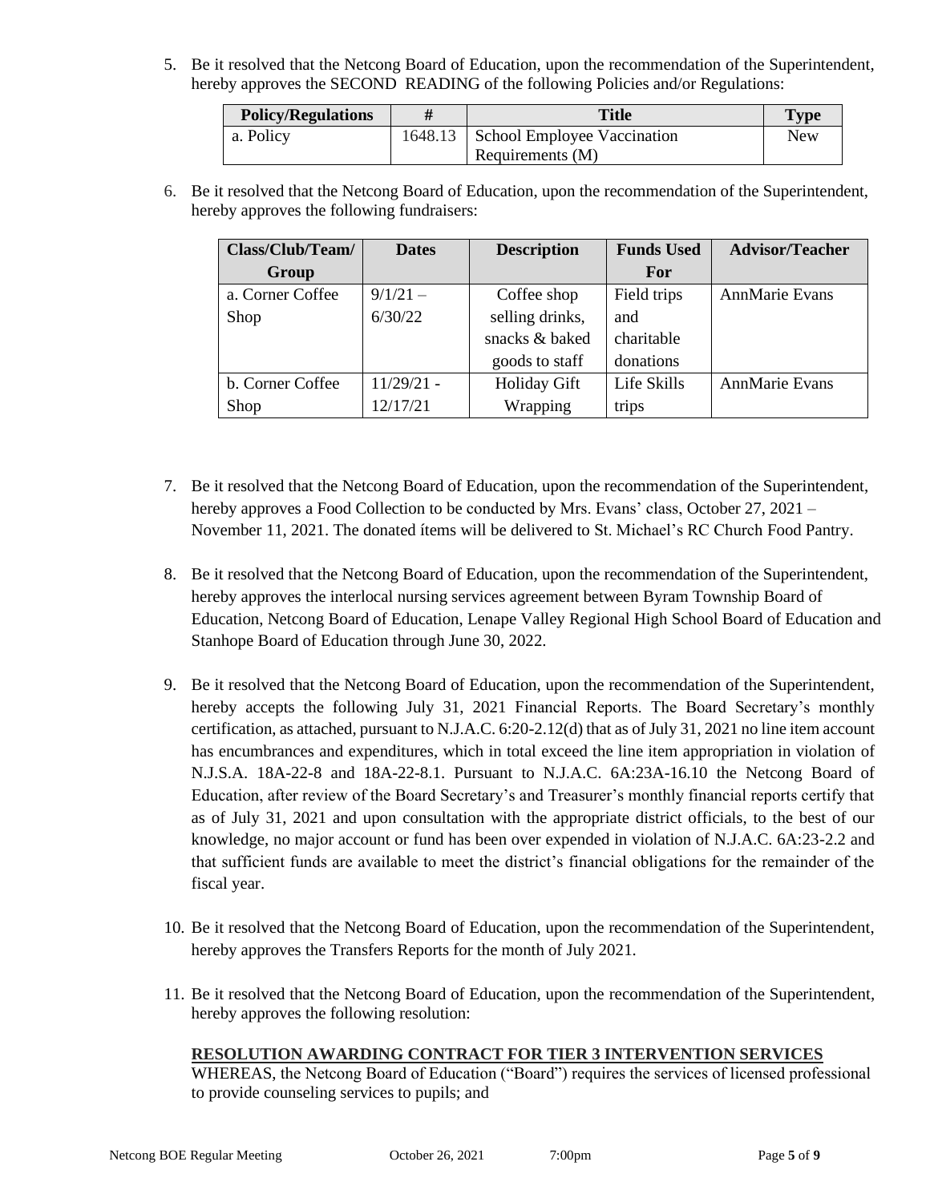5. Be it resolved that the Netcong Board of Education, upon the recommendation of the Superintendent, hereby approves the SECOND READING of the following Policies and/or Regulations:

| Policy/Regulations | # | Title | Type |
|---|---|---|---|
| a. Policy | 1648.13 | School Employee Vaccination Requirements (M) | New |

6. Be it resolved that the Netcong Board of Education, upon the recommendation of the Superintendent, hereby approves the following fundraisers:

| Class/Club/Team/ Group | Dates | Description | Funds Used For | Advisor/Teacher |
|---|---|---|---|---|
| a. Corner Coffee Shop | 9/1/21 – 6/30/22 | Coffee shop selling drinks, snacks & baked goods to staff | Field trips and charitable donations | AnnMarie Evans |
| b. Corner Coffee Shop | 11/29/21 - 12/17/21 | Holiday Gift Wrapping | Life Skills trips | AnnMarie Evans |

7. Be it resolved that the Netcong Board of Education, upon the recommendation of the Superintendent, hereby approves a Food Collection to be conducted by Mrs. Evans' class, October 27, 2021 – November 11, 2021. The donated ítems will be delivered to St. Michael's RC Church Food Pantry.

8. Be it resolved that the Netcong Board of Education, upon the recommendation of the Superintendent, hereby approves the interlocal nursing services agreement between Byram Township Board of Education, Netcong Board of Education, Lenape Valley Regional High School Board of Education and Stanhope Board of Education through June 30, 2022.

9. Be it resolved that the Netcong Board of Education, upon the recommendation of the Superintendent, hereby accepts the following July 31, 2021 Financial Reports. The Board Secretary's monthly certification, as attached, pursuant to N.J.A.C. 6:20-2.12(d) that as of July 31, 2021 no line item account has encumbrances and expenditures, which in total exceed the line item appropriation in violation of N.J.S.A. 18A-22-8 and 18A-22-8.1. Pursuant to N.J.A.C. 6A:23A-16.10 the Netcong Board of Education, after review of the Board Secretary's and Treasurer's monthly financial reports certify that as of July 31, 2021 and upon consultation with the appropriate district officials, to the best of our knowledge, no major account or fund has been over expended in violation of N.J.A.C. 6A:23-2.2 and that sufficient funds are available to meet the district's financial obligations for the remainder of the fiscal year.

10. Be it resolved that the Netcong Board of Education, upon the recommendation of the Superintendent, hereby approves the Transfers Reports for the month of July 2021.

11. Be it resolved that the Netcong Board of Education, upon the recommendation of the Superintendent, hereby approves the following resolution:

**RESOLUTION AWARDING CONTRACT FOR TIER 3 INTERVENTION SERVICES**

WHEREAS, the Netcong Board of Education ("Board") requires the services of licensed professional to provide counseling services to pupils; and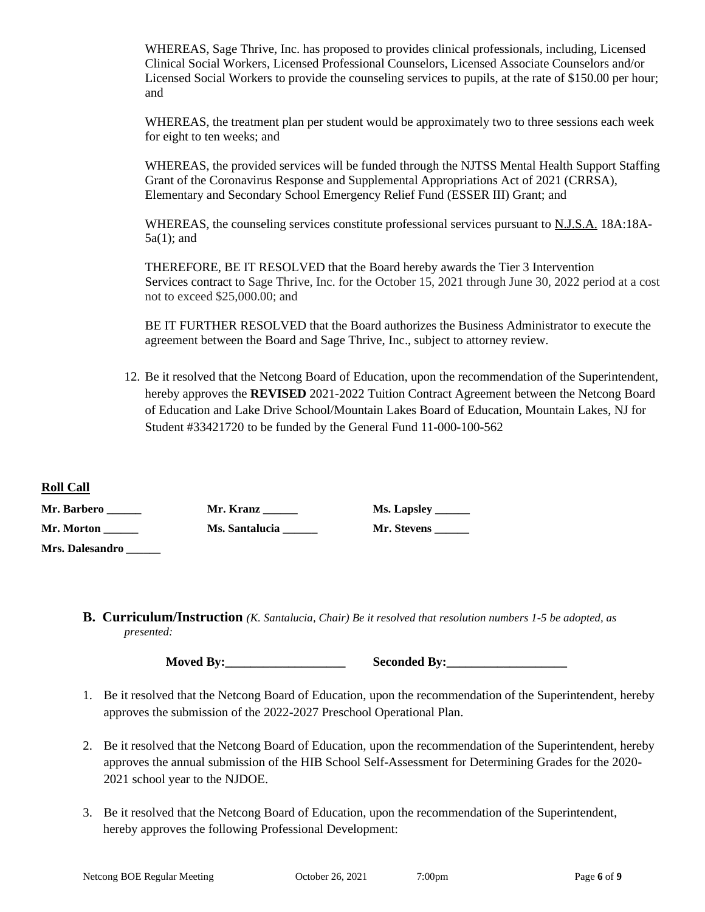WHEREAS, Sage Thrive, Inc. has proposed to provides clinical professionals, including, Licensed Clinical Social Workers, Licensed Professional Counselors, Licensed Associate Counselors and/or Licensed Social Workers to provide the counseling services to pupils, at the rate of $150.00 per hour; and

WHEREAS, the treatment plan per student would be approximately two to three sessions each week for eight to ten weeks; and

WHEREAS, the provided services will be funded through the NJTSS Mental Health Support Staffing Grant of the Coronavirus Response and Supplemental Appropriations Act of 2021 (CRRSA), Elementary and Secondary School Emergency Relief Fund (ESSER III) Grant; and

WHEREAS, the counseling services constitute professional services pursuant to N.J.S.A. 18A:18A-5a(1); and

THEREFORE, BE IT RESOLVED that the Board hereby awards the Tier 3 Intervention Services contract to Sage Thrive, Inc. for the October 15, 2021 through June 30, 2022 period at a cost not to exceed $25,000.00; and

BE IT FURTHER RESOLVED that the Board authorizes the Business Administrator to execute the agreement between the Board and Sage Thrive, Inc., subject to attorney review.

12. Be it resolved that the Netcong Board of Education, upon the recommendation of the Superintendent, hereby approves the **REVISED** 2021-2022 Tuition Contract Agreement between the Netcong Board of Education and Lake Drive School/Mountain Lakes Board of Education, Mountain Lakes, NJ for Student #33421720 to be funded by the General Fund 11-000-100-562

**Roll Call**

| | | |
|---|---|---|
| **Mr. Barbero ______** | **Mr. Kranz ______** | **Ms. Lapsley ______** |
| **Mr. Morton ______** | **Ms. Santalucia ______** | **Mr. Stevens ______** |
| **Mrs. Dalesandro ______** | | |

**B. Curriculum/Instruction** *(K. Santalucia, Chair) Be it resolved that resolution numbers 1-5 be adopted, as presented:*

**Moved By:____________________** **Seconded By:____________________**

1. Be it resolved that the Netcong Board of Education, upon the recommendation of the Superintendent, hereby approves the submission of the 2022-2027 Preschool Operational Plan.

2. Be it resolved that the Netcong Board of Education, upon the recommendation of the Superintendent, hereby approves the annual submission of the HIB School Self-Assessment for Determining Grades for the 2020-2021 school year to the NJDOE.

3. Be it resolved that the Netcong Board of Education, upon the recommendation of the Superintendent, hereby approves the following Professional Development: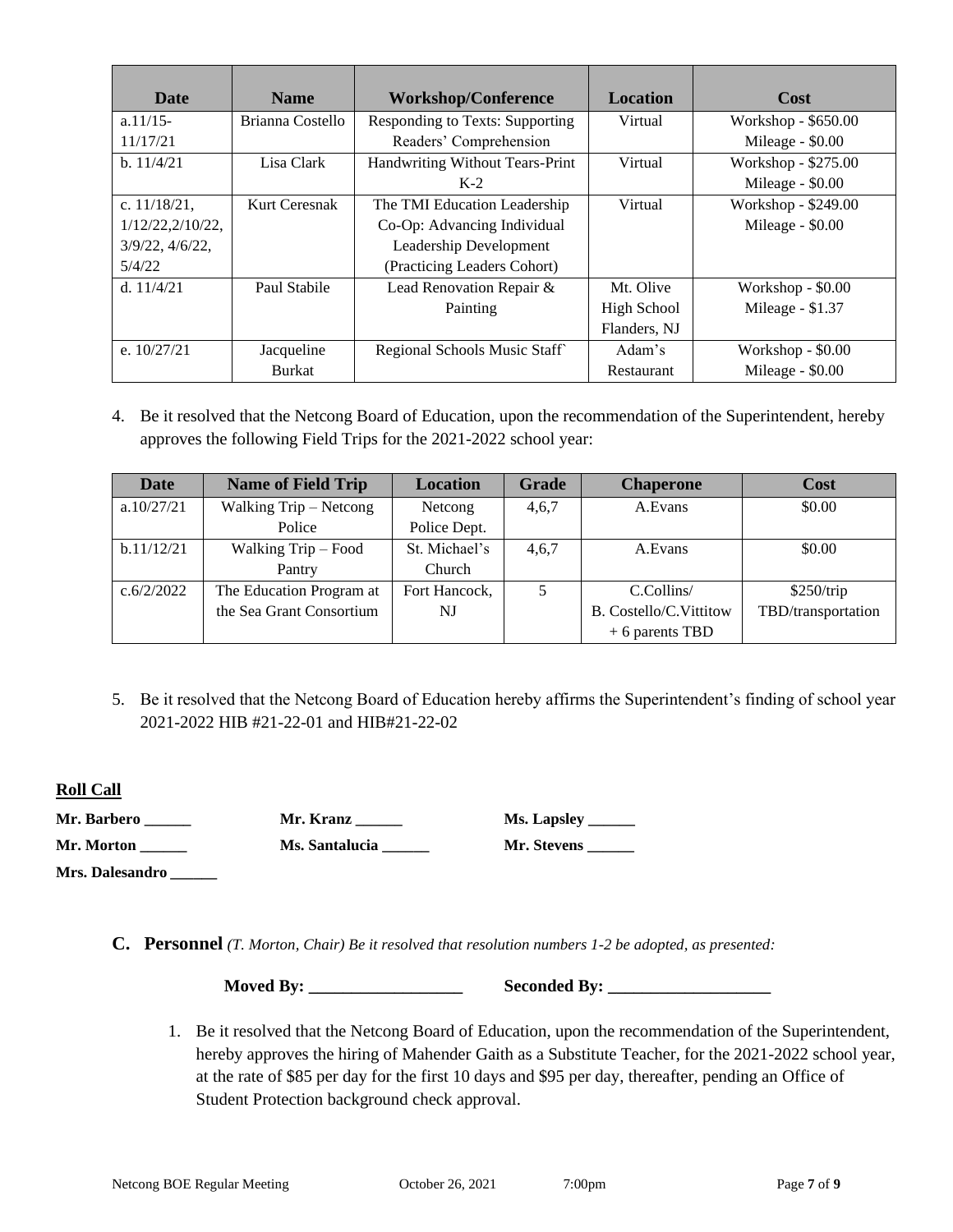| Date | Name | Workshop/Conference | Location | Cost |
|---|---|---|---|---|
| a.11/15-11/17/21 | Brianna Costello | Responding to Texts: Supporting Readers' Comprehension | Virtual | Workshop - $650.00 Mileage - $0.00 |
| b. 11/4/21 | Lisa Clark | Handwriting Without Tears-Print K-2 | Virtual | Workshop - $275.00 Mileage - $0.00 |
| c. 11/18/21, 1/12/22,2/10/22, 3/9/22, 4/6/22, 5/4/22 | Kurt Ceresnak | The TMI Education Leadership Co-Op: Advancing Individual Leadership Development (Practicing Leaders Cohort) | Virtual | Workshop - $249.00 Mileage - $0.00 |
| d. 11/4/21 | Paul Stabile | Lead Renovation Repair & Painting | Mt. Olive High School Flanders, NJ | Workshop - $0.00 Mileage - $1.37 |
| e. 10/27/21 | Jacqueline Burkat | Regional Schools Music Staff` | Adam's Restaurant | Workshop - $0.00 Mileage - $0.00 |

4. Be it resolved that the Netcong Board of Education, upon the recommendation of the Superintendent, hereby approves the following Field Trips for the 2021-2022 school year:

| Date | Name of Field Trip | Location | Grade | Chaperone | Cost |
|---|---|---|---|---|---|
| a.10/27/21 | Walking Trip – Netcong Police | Netcong Police Dept. | 4,6,7 | A.Evans | $0.00 |
| b.11/12/21 | Walking Trip – Food Pantry | St. Michael's Church | 4,6,7 | A.Evans | $0.00 |
| c.6/2/2022 | The Education Program at the Sea Grant Consortium | Fort Hancock, NJ | 5 | C.Collins/ B. Costello/C.Vittitow + 6 parents TBD | $250/trip TBD/transportation |

5. Be it resolved that the Netcong Board of Education hereby affirms the Superintendent's finding of school year 2021-2022 HIB #21-22-01 and HIB#21-22-02

**Roll Call**

**Mr. Barbero ______** **Mr. Kranz ______** **Ms. Lapsley ______**

**Mr. Morton ______** **Ms. Santalucia ______** **Mr. Stevens ______**

**Mrs. Dalesandro ______**

**C. Personnel** *(T. Morton, Chair) Be it resolved that resolution numbers 1-2 be adopted, as presented:*

**Moved By: ___________________** **Seconded By: ____________________**

1. Be it resolved that the Netcong Board of Education, upon the recommendation of the Superintendent, hereby approves the hiring of Mahender Gaith as a Substitute Teacher, for the 2021-2022 school year, at the rate of $85 per day for the first 10 days and $95 per day, thereafter, pending an Office of Student Protection background check approval.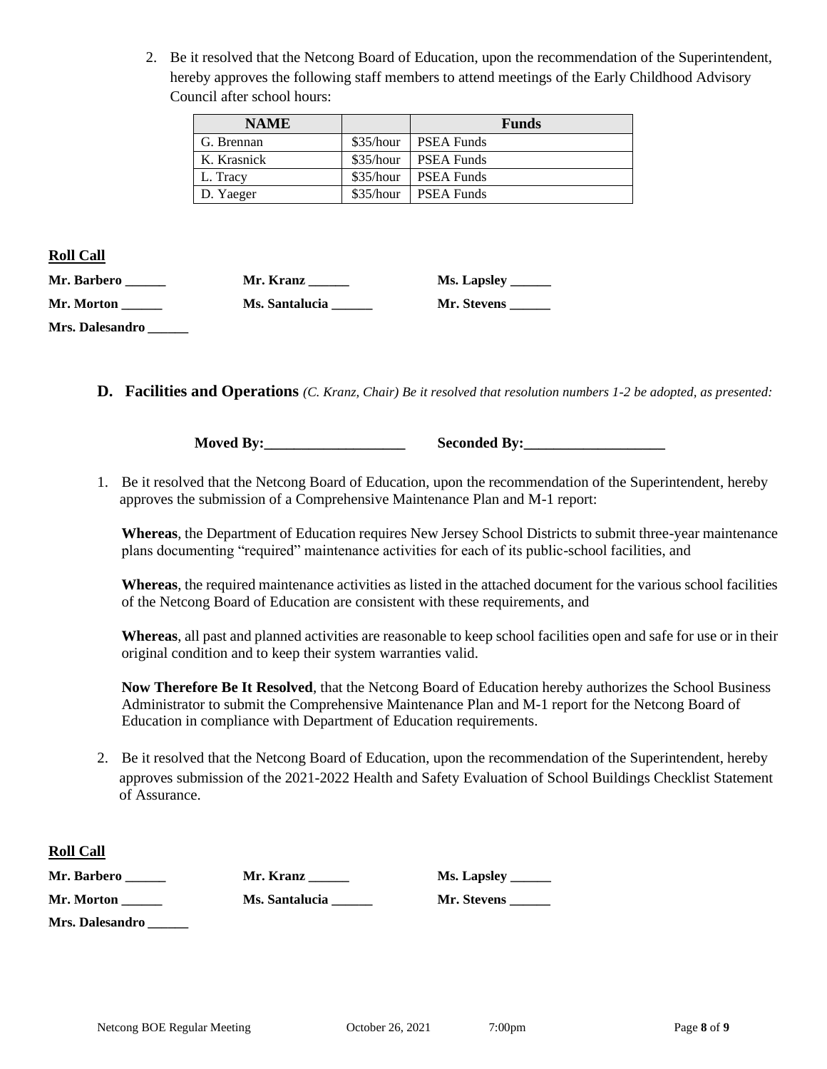2. Be it resolved that the Netcong Board of Education, upon the recommendation of the Superintendent, hereby approves the following staff members to attend meetings of the Early Childhood Advisory Council after school hours:

| NAME | | Funds |
|---|---|---|
| G. Brennan | $35/hour | PSEA Funds |
| K. Krasnick | $35/hour | PSEA Funds |
| L. Tracy | $35/hour | PSEA Funds |
| D. Yaeger | $35/hour | PSEA Funds |

**Roll Call**

**Mr. Barbero ______** **Mr. Kranz ______** **Ms. Lapsley ______**

**Mr. Morton ______** **Ms. Santalucia ______** **Mr. Stevens ______**

**Mrs. Dalesandro ______**

## D. Facilities and Operations *(C. Kranz, Chair) Be it resolved that resolution numbers 1-2 be adopted, as presented:*

**Moved By:____________________** **Seconded By:____________________**

1. Be it resolved that the Netcong Board of Education, upon the recommendation of the Superintendent, hereby approves the submission of a Comprehensive Maintenance Plan and M-1 report:

   **Whereas**, the Department of Education requires New Jersey School Districts to submit three-year maintenance plans documenting "required" maintenance activities for each of its public-school facilities, and

   **Whereas**, the required maintenance activities as listed in the attached document for the various school facilities of the Netcong Board of Education are consistent with these requirements, and

   **Whereas**, all past and planned activities are reasonable to keep school facilities open and safe for use or in their original condition and to keep their system warranties valid.

   **Now Therefore Be It Resolved**, that the Netcong Board of Education hereby authorizes the School Business Administrator to submit the Comprehensive Maintenance Plan and M-1 report for the Netcong Board of Education in compliance with Department of Education requirements.

2. Be it resolved that the Netcong Board of Education, upon the recommendation of the Superintendent, hereby approves submission of the 2021-2022 Health and Safety Evaluation of School Buildings Checklist Statement of Assurance.

**Roll Call**

**Mr. Barbero ______** **Mr. Kranz ______** **Ms. Lapsley ______**

**Mr. Morton ______** **Ms. Santalucia ______** **Mr. Stevens ______**

**Mrs. Dalesandro ______**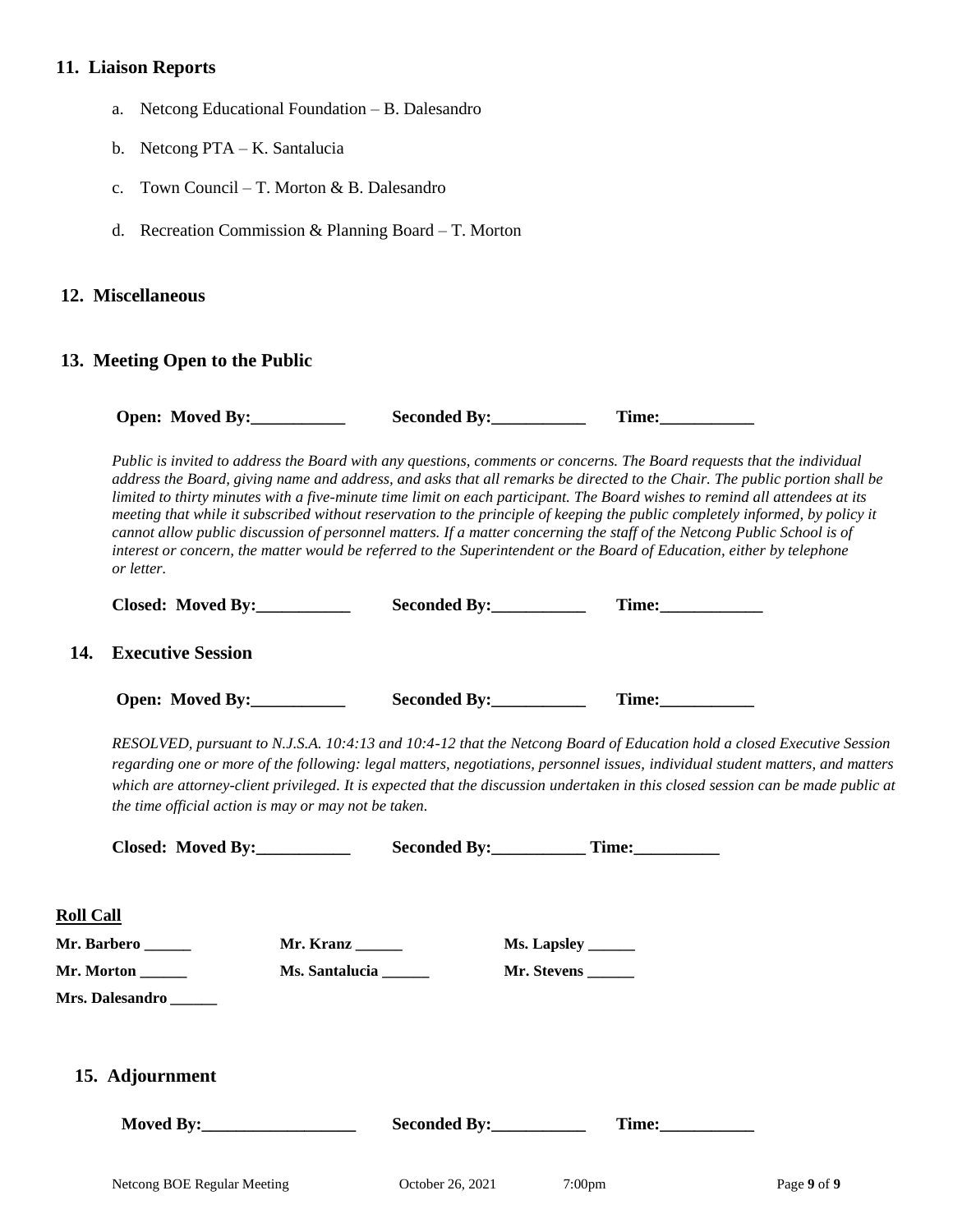## 11. Liaison Reports

a. Netcong Educational Foundation – B. Dalesandro

b. Netcong PTA – K. Santalucia

c. Town Council – T. Morton & B. Dalesandro

d. Recreation Commission & Planning Board – T. Morton

## 12. Miscellaneous

## 13. Meeting Open to the Public

**Open: Moved By:___________ Seconded By:___________ Time:___________**

*Public is invited to address the Board with any questions, comments or concerns. The Board requests that the individual address the Board, giving name and address, and asks that all remarks be directed to the Chair. The public portion shall be limited to thirty minutes with a five-minute time limit on each participant. The Board wishes to remind all attendees at its meeting that while it subscribed without reservation to the principle of keeping the public completely informed, by policy it cannot allow public discussion of personnel matters. If a matter concerning the staff of the Netcong Public School is of interest or concern, the matter would be referred to the Superintendent or the Board of Education, either by telephone or letter.*

**Closed: Moved By:___________ Seconded By:___________ Time:____________**

## 14. Executive Session

**Open: Moved By:___________ Seconded By:___________ Time:___________**

*RESOLVED, pursuant to N.J.S.A. 10:4:13 and 10:4-12 that the Netcong Board of Education hold a closed Executive Session regarding one or more of the following: legal matters, negotiations, personnel issues, individual student matters, and matters which are attorney-client privileged. It is expected that the discussion undertaken in this closed session can be made public at the time official action is may or may not be taken.*

**Closed: Moved By:___________ Seconded By:___________ Time:__________**

**Roll Call**

| | | |
|---|---|---|
| **Mr. Barbero ______** | **Mr. Kranz ______** | **Ms. Lapsley ______** |
| **Mr. Morton ______** | **Ms. Santalucia ______** | **Mr. Stevens ______** |
| **Mrs. Dalesandro ______** | | |

## 15. Adjournment

**Moved By:__________________ Seconded By:___________ Time:___________**